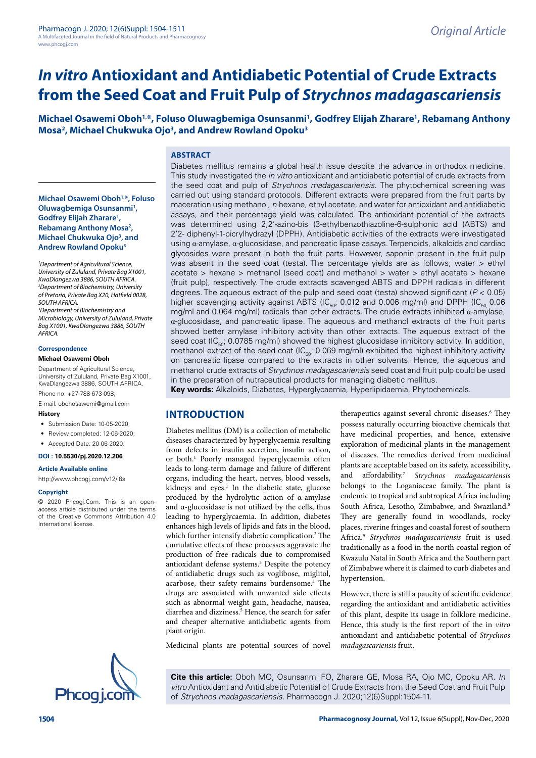Original Article

# *In vitro* Antioxidant and Antidiabetic Potential of Crude Extracts from the Seed Coat and Fruit Pulp of *Strychnos madagascariensis*

**Michael Osawemi Oboh[1,*], Foluso Oluwagbemiga Osunsanmi[1], Godfrey Elijah Zharare[1], Rebamang Anthony Mosa[2], Michael Chukwuka Ojo[3], and Andrew Rowland Opoku[3]**

## ABSTRACT

Diabetes mellitus remains a global health issue despite the advance in orthodox medicine. This study investigated the *in vitro* antioxidant and antidiabetic potential of crude extracts from the seed coat and pulp of *Strychnos madagascariensis*. The phytochemical screening was carried out using standard protocols. Different extracts were prepared from the fruit parts by maceration using methanol, *n*-hexane, ethyl acetate, and water for antioxidant and antidiabetic assays, and their percentage yield was calculated. The antioxidant potential of the extracts was determined using 2,2′-azino-bis (3-ethylbenzothiazoline-6-sulphonic acid (ABTS) and 2′2- diphenyl-1-picrylhydrazyl (DPPH). Antidiabetic activities of the extracts were investigated using α-amylase, α-glucosidase, and pancreatic lipase assays. Terpenoids, alkaloids and cardiac glycosides were present in both the fruit parts. However, saponin present in the fruit pulp was absent in the seed coat (testa). The percentage yields are as follows; water > ethyl acetate > hexane > methanol (seed coat) and methanol > water > ethyl acetate > hexane (fruit pulp), respectively. The crude extracts scavenged ABTS and DPPH radicals in different degrees. The aqueous extract of the pulp and seed coat (testa) showed significant ($P < 0.05$) higher scavenging activity against ABTS ($IC_{50}$; 0.012 and 0.006 mg/ml) and DPPH ($IC_{50}$; 0.06 mg/ml and 0.064 mg/ml) radicals than other extracts. The crude extracts inhibited α-amylase, α-glucosidase, and pancreatic lipase. The aqueous and methanol extracts of the fruit parts showed better amylase inhibitory activity than other extracts. The aqueous extract of the seed coat ($IC_{50}$; 0.0785 mg/ml) showed the highest glucosidase inhibitory activity. In addition, methanol extract of the seed coat ($IC_{50}$; 0.069 mg/ml) exhibited the highest inhibitory activity on pancreatic lipase compared to the extracts in other solvents. Hence, the aqueous and methanol crude extracts of *Strychnos madagascariensis* seed coat and fruit pulp could be used in the preparation of nutraceutical products for managing diabetic mellitus.

**Key words:** Alkaloids, Diabetes, Hyperglycaemia, Hyperlipidaemia, Phytochemicals.

**Michael Osawemi Oboh[1,*], Foluso Oluwagbemiga Osunsanmi[1], Godfrey Elijah Zharare[1], Rebamang Anthony Mosa[2], Michael Chukwuka Ojo[3], and Andrew Rowland Opoku[3]**

[1]*Department of Agricultural Science, University of Zululand, Private Bag X1001, KwaDlangezwa 3886, SOUTH AFRICA.*
[2]*Department of Biochemistry, University of Pretoria, Private Bag X20, Hatfield 0028, SOUTH AFRICA.*
[3]*Department of Biochemistry and Microbiology, University of Zululand, Private Bag X1001, KwaDlangezwa 3886, SOUTH AFRICA.*

**Correspondence**

**Michael Osawemi Oboh**

Department of Agricultural Science, University of Zululand, Private Bag X1001, KwaDlangezwa 3886, SOUTH AFRICA.

Phone no: +27-788-673-098;

E-mail: obohosawemi@gmail.com

**History**

- Submission Date: 10-05-2020;
- Review completed: 12-06-2020;
- Accepted Date: 20-06-2020.

**DOI : 10.5530/pj.2020.12.206**

**Article Available online**

http://www.phcogj.com/v12/i6s

**Copyright**

© 2020 Phcogj.Com. This is an open-access article distributed under the terms of the Creative Commons Attribution 4.0 International license.

## INTRODUCTION

Diabetes mellitus (DM) is a collection of metabolic diseases characterized by hyperglycaemia resulting from defects in insulin secretion, insulin action, or both.[1] Poorly managed hyperglycaemia often leads to long-term damage and failure of different organs, including the heart, nerves, blood vessels, kidneys and eyes.[1] In the diabetic state, glucose produced by the hydrolytic action of α-amylase and α-glucosidase is not utilized by the cells, thus leading to hyperglycaemia. In addition, diabetes enhances high levels of lipids and fats in the blood, which further intensify diabetic complication.[2] The cumulative effects of these processes aggravate the production of free radicals due to compromised antioxidant defense systems.[3] Despite the potency of antidiabetic drugs such as voglibose, miglitol, acarbose, their safety remains burdensome.[4] The drugs are associated with unwanted side effects such as abnormal weight gain, headache, nausea, diarrhea and dizziness.[5] Hence, the search for safer and cheaper alternative antidiabetic agents from plant origin.

Medicinal plants are potential sources of novel therapeutics against several chronic diseases.[6] They possess naturally occurring bioactive chemicals that have medicinal properties, and hence, extensive exploration of medicinal plants in the management of diseases. The remedies derived from medicinal plants are acceptable based on its safety, accessibility, and affordability.[7] *Strychnos madagascariensis* belongs to the Loganiaceae family. The plant is endemic to tropical and subtropical Africa including South Africa, Lesotho, Zimbabwe, and Swaziland.[8] They are generally found in woodlands, rocky places, riverine fringes and coastal forest of southern Africa.[9] *Strychnos madagascariensis* fruit is used traditionally as a food in the north coastal region of Kwazulu Natal in South Africa and the Southern part of Zimbabwe where it is claimed to curb diabetes and hypertension.

However, there is still a paucity of scientific evidence regarding the antioxidant and antidiabetic activities of this plant, despite its usage in folklore medicine. Hence, this study is the first report of the in *vitro* antioxidant and antidiabetic potential of *Strychnos madagascariensis* fruit.

**Cite this article:** Oboh MO, Osunsanmi FO, Zharare GE, Mosa RA, Ojo MC, Opoku AR. *In vitro* Antioxidant and Antidiabetic Potential of Crude Extracts from the Seed Coat and Fruit Pulp of *Strychnos madagascariensis*. Pharmacogn J. 2020;12(6)Suppl:1504-11.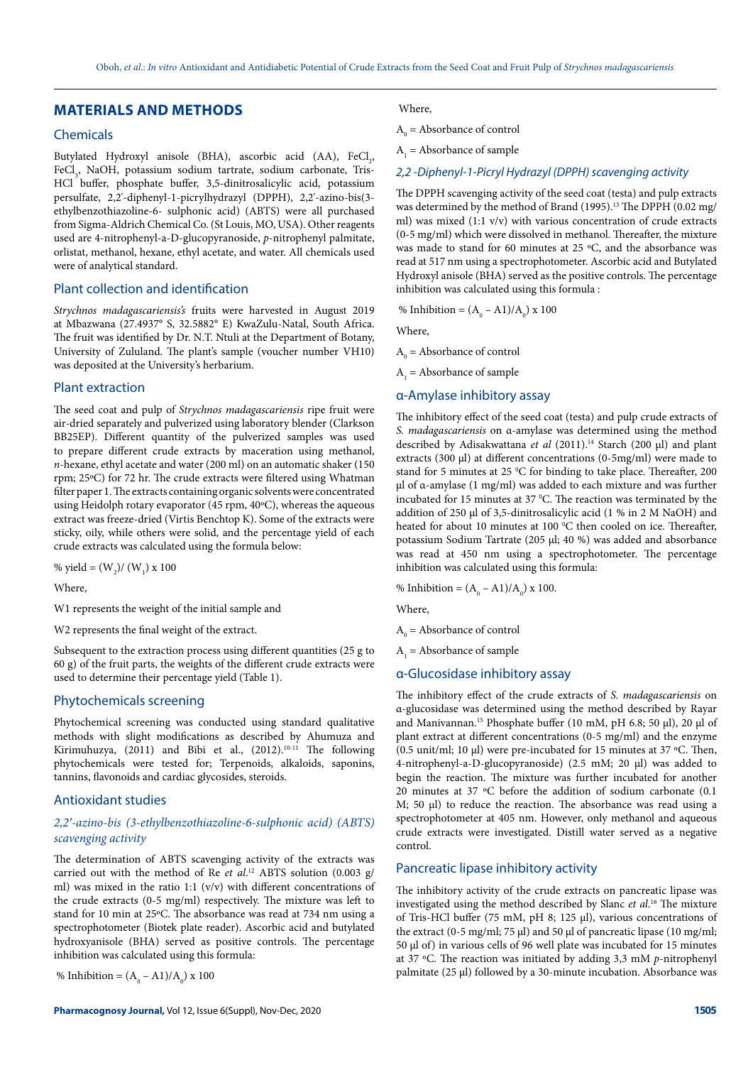## MATERIALS AND METHODS

### Chemicals

Butylated Hydroxyl anisole (BHA), ascorbic acid (AA), $FeCl_2$, $FeCl_3$, NaOH, potassium sodium tartrate, sodium carbonate, Tris-HCl buffer, phosphate buffer, 3,5-dinitrosalicylic acid, potassium persulfate, 2,2'-diphenyl-1-picrylhydrazyl (DPPH), 2,2'-azino-bis(3-ethylbenzothiazoline-6- sulphonic acid) (ABTS) were all purchased from Sigma-Aldrich Chemical Co. (St Louis, MO, USA). Other reagents used are 4-nitrophenyl-a-D-glucopyranoside, *p*-nitrophenyl palmitate, orlistat, methanol, hexane, ethyl acetate, and water. All chemicals used were of analytical standard.

### Plant collection and identification

*Strychnos madagascariensis's* fruits were harvested in August 2019 at Mbazwana (27.4937° S, 32.5882° E) KwaZulu-Natal, South Africa. The fruit was identified by Dr. N.T. Ntuli at the Department of Botany, University of Zululand. The plant's sample (voucher number VH10) was deposited at the University's herbarium.

### Plant extraction

The seed coat and pulp of *Strychnos madagascariensis* ripe fruit were air-dried separately and pulverized using laboratory blender (Clarkson BB25EP). Different quantity of the pulverized samples was used to prepare different crude extracts by maceration using methanol, *n*-hexane, ethyl acetate and water (200 ml) on an automatic shaker (150 rpm; 25ºC) for 72 hr. The crude extracts were filtered using Whatman filter paper 1. The extracts containing organic solvents were concentrated using Heidolph rotary evaporator (45 rpm, 40ºC), whereas the aqueous extract was freeze-dried (Virtis Benchtop K). Some of the extracts were sticky, oily, while others were solid, and the percentage yield of each crude extracts was calculated using the formula below:

% yield = $(W_2)/(W_1) \times 100$

Where,

W1 represents the weight of the initial sample and

W2 represents the final weight of the extract.

Subsequent to the extraction process using different quantities (25 g to 60 g) of the fruit parts, the weights of the different crude extracts were used to determine their percentage yield (Table 1).

### Phytochemicals screening

Phytochemical screening was conducted using standard qualitative methods with slight modifications as described by Ahumuza and Kirimuhuzya, (2011) and Bibi et al., (2012).[10-11] The following phytochemicals were tested for; Terpenoids, alkaloids, saponins, tannins, flavonoids and cardiac glycosides, steroids.

### Antioxidant studies

#### *2,2'-azino-bis (3-ethylbenzothiazoline-6-sulphonic acid) (ABTS) scavenging activity*

The determination of ABTS scavenging activity of the extracts was carried out with the method of Re *et al.*[12] ABTS solution (0.003 g/ml) was mixed in the ratio 1:1 (v/v) with different concentrations of the crude extracts (0-5 mg/ml) respectively. The mixture was left to stand for 10 min at 25ºC. The absorbance was read at 734 nm using a spectrophotometer (Biotek plate reader). Ascorbic acid and butylated hydroxyanisole (BHA) served as positive controls. The percentage inhibition was calculated using this formula:

% Inhibition = $(A_0 - A1)/A_0) \times 100$

Where,

$A_0$ = Absorbance of control

$A_1$ = Absorbance of sample

#### *2,2 -Diphenyl-1-Picryl Hydrazyl (DPPH) scavenging activity*

The DPPH scavenging activity of the seed coat (testa) and pulp extracts was determined by the method of Brand (1995).[13] The DPPH (0.02 mg/ml) was mixed (1:1 v/v) with various concentration of crude extracts (0-5 mg/ml) which were dissolved in methanol. Thereafter, the mixture was made to stand for 60 minutes at 25 ºC, and the absorbance was read at 517 nm using a spectrophotometer. Ascorbic acid and Butylated Hydroxyl anisole (BHA) served as the positive controls. The percentage inhibition was calculated using this formula :

% Inhibition = $(A_0 - A1)/A_0) \times 100$

Where,

$A_0$ = Absorbance of control

$A_1$ = Absorbance of sample

### α-Amylase inhibitory assay

The inhibitory effect of the seed coat (testa) and pulp crude extracts of *S. madagascariensis* on α-amylase was determined using the method described by Adisakwattana *et al* (2011).[14] Starch (200 µl) and plant extracts (300 µl) at different concentrations (0-5mg/ml) were made to stand for 5 minutes at 25 ºC for binding to take place. Thereafter, 200 µl of α-amylase (1 mg/ml) was added to each mixture and was further incubated for 15 minutes at 37 ºC. The reaction was terminated by the addition of 250 µl of 3,5-dinitrosalicylic acid (1 % in 2 M NaOH) and heated for about 10 minutes at 100 ºC then cooled on ice. Thereafter, potassium Sodium Tartrate (205 µl; 40 %) was added and absorbance was read at 450 nm using a spectrophotometer. The percentage inhibition was calculated using this formula:

% Inhibition = $(A_0 - A1)/A_0) \times 100$.

Where,

$A_0$ = Absorbance of control

$A_1$ = Absorbance of sample

### α-Glucosidase inhibitory assay

The inhibitory effect of the crude extracts of *S. madagascariensis* on α-glucosidase was determined using the method described by Rayar and Manivannan.[15] Phosphate buffer (10 mM, pH 6.8; 50 µl), 20 µl of plant extract at different concentrations (0-5 mg/ml) and the enzyme (0.5 unit/ml; 10 µl) were pre-incubated for 15 minutes at 37 ºC. Then, 4-nitrophenyl-a-D-glucopyranoside) (2.5 mM; 20 µl) was added to begin the reaction. The mixture was further incubated for another 20 minutes at 37 ºC before the addition of sodium carbonate (0.1 M; 50 µl) to reduce the reaction. The absorbance was read using a spectrophotometer at 405 nm. However, only methanol and aqueous crude extracts were investigated. Distill water served as a negative control.

### Pancreatic lipase inhibitory activity

The inhibitory activity of the crude extracts on pancreatic lipase was investigated using the method described by Slanc *et al.*[16] The mixture of Tris-HCl buffer (75 mM, pH 8; 125 µl), various concentrations of the extract (0-5 mg/ml; 75 µl) and 50 µl of pancreatic lipase (10 mg/ml; 50 µl of) in various cells of 96 well plate was incubated for 15 minutes at 37 ºC. The reaction was initiated by adding 3,3 mM *p*-nitrophenyl palmitate (25 µl) followed by a 30-minute incubation. Absorbance was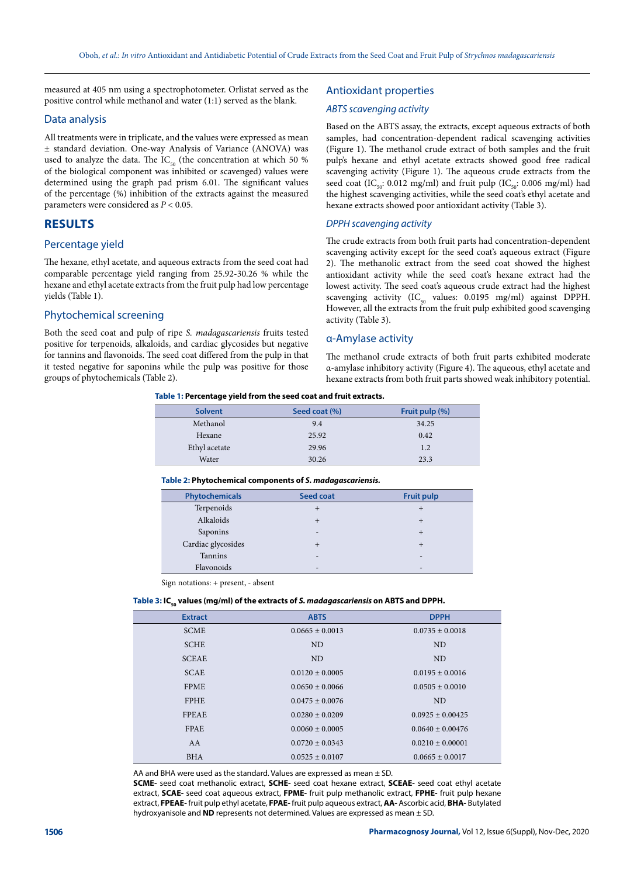measured at 405 nm using a spectrophotometer. Orlistat served as the positive control while methanol and water (1:1) served as the blank.

### Data analysis

All treatments were in triplicate, and the values were expressed as mean ± standard deviation. One-way Analysis of Variance (ANOVA) was used to analyze the data. The $IC_{50}$ (the concentration at which 50 % of the biological component was inhibited or scavenged) values were determined using the graph pad prism 6.01. The significant values of the percentage (%) inhibition of the extracts against the measured parameters were considered as $P < 0.05$.

## RESULTS

### Percentage yield

The hexane, ethyl acetate, and aqueous extracts from the seed coat had comparable percentage yield ranging from 25.92-30.26 % while the hexane and ethyl acetate extracts from the fruit pulp had low percentage yields (Table 1).

### Phytochemical screening

Both the seed coat and pulp of ripe *S. madagascariensis* fruits tested positive for terpenoids, alkaloids, and cardiac glycosides but negative for tannins and flavonoids. The seed coat differed from the pulp in that it tested negative for saponins while the pulp was positive for those groups of phytochemicals (Table 2).

### Antioxidant properties

#### *ABTS scavenging activity*

Based on the ABTS assay, the extracts, except aqueous extracts of both samples, had concentration-dependent radical scavenging activities (Figure 1). The methanol crude extract of both samples and the fruit pulp's hexane and ethyl acetate extracts showed good free radical scavenging activity (Figure 1). The aqueous crude extracts from the seed coat ($IC_{50}$: 0.012 mg/ml) and fruit pulp ($IC_{50}$: 0.006 mg/ml) had the highest scavenging activities, while the seed coat's ethyl acetate and hexane extracts showed poor antioxidant activity (Table 3).

#### *DPPH scavenging activity*

The crude extracts from both fruit parts had concentration-dependent scavenging activity except for the seed coat's aqueous extract (Figure 2). The methanolic extract from the seed coat showed the highest antioxidant activity while the seed coat's hexane extract had the lowest activity. The seed coat's aqueous crude extract had the highest scavenging activity ($IC_{50}$ values: 0.0195 mg/ml) against DPPH. However, all the extracts from the fruit pulp exhibited good scavenging activity (Table 3).

### α-Amylase activity

The methanol crude extracts of both fruit parts exhibited moderate α-amylase inhibitory activity (Figure 4). The aqueous, ethyl acetate and hexane extracts from both fruit parts showed weak inhibitory potential.

**Table 1: Percentage yield from the seed coat and fruit extracts.**

| Solvent | Seed coat (%) | Fruit pulp (%) |
|---|---|---|
| Methanol | 9.4 | 34.25 |
| Hexane | 25.92 | 0.42 |
| Ethyl acetate | 29.96 | 1.2 |
| Water | 30.26 | 23.3 |

**Table 2: Phytochemical components of *S. madagascariensis.***

| Phytochemicals | Seed coat | Fruit pulp |
|---|---|---|
| Terpenoids | + | + |
| Alkaloids | + | + |
| Saponins | - | + |
| Cardiac glycosides | + | + |
| Tannins | - | - |
| Flavonoids | - | - |

Sign notations: + present, - absent

**Table 3: $IC_{50}$ values (mg/ml) of the extracts of *S. madagascariensis* on ABTS and DPPH.**

| Extract | ABTS | DPPH |
|---|---|---|
| SCME | 0.0665 ± 0.0013 | 0.0735 ± 0.0018 |
| SCHE | ND | ND |
| SCEAE | ND | ND |
| SCAE | 0.0120 ± 0.0005 | 0.0195 ± 0.0016 |
| FPME | 0.0650 ± 0.0066 | 0.0505 ± 0.0010 |
| FPHE | 0.0475 ± 0.0076 | ND |
| FPEAE | 0.0280 ± 0.0209 | 0.0925 ± 0.00425 |
| FPAE | 0.0060 ± 0.0005 | 0.0640 ± 0.00476 |
| AA | 0.0720 ± 0.0343 | 0.0210 ± 0.00001 |
| BHA | 0.0525 ± 0.0107 | 0.0665 ± 0.0017 |

AA and BHA were used as the standard. Values are expressed as mean ± SD.

**SCME-** seed coat methanolic extract, **SCHE-** seed coat hexane extract, **SCEAE-** seed coat ethyl acetate extract, **SCAE-** seed coat aqueous extract, **FPME-** fruit pulp methanolic extract, **FPHE-** fruit pulp hexane extract, **FPEAE-** fruit pulp ethyl acetate, **FPAE-** fruit pulp aqueous extract, **AA-** Ascorbic acid, **BHA-** Butylated hydroxyanisole and **ND** represents not determined. Values are expressed as mean ± SD.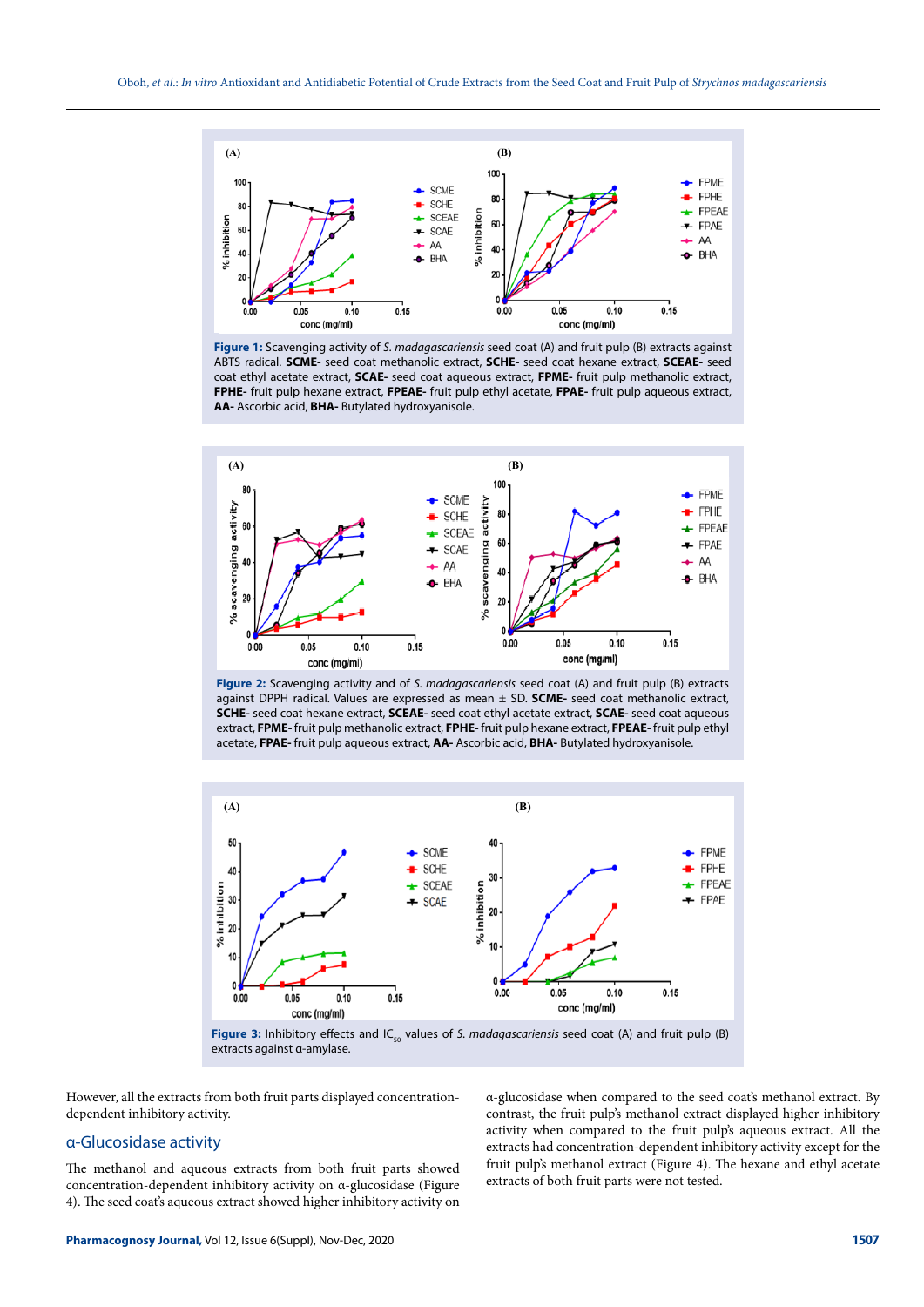**Figure 1:** Scavenging activity of *S. madagascariensis* seed coat (A) and fruit pulp (B) extracts against ABTS radical. **SCME-** seed coat methanolic extract, **SCHE-** seed coat hexane extract, **SCEAE-** seed coat ethyl acetate extract, **SCAE-** seed coat aqueous extract, **FPME-** fruit pulp methanolic extract, **FPHE-** fruit pulp hexane extract, **FPEAE-** fruit pulp ethyl acetate, **FPAE-** fruit pulp aqueous extract, **AA-** Ascorbic acid, **BHA-** Butylated hydroxyanisole.

**Figure 2:** Scavenging activity and of *S. madagascariensis* seed coat (A) and fruit pulp (B) extracts against DPPH radical. Values are expressed as mean ± SD. **SCME-** seed coat methanolic extract, **SCHE-** seed coat hexane extract, **SCEAE-** seed coat ethyl acetate extract, **SCAE-** seed coat aqueous extract, **FPME-** fruit pulp methanolic extract, **FPHE-** fruit pulp hexane extract, **FPEAE-** fruit pulp ethyl acetate, **FPAE-** fruit pulp aqueous extract, **AA-** Ascorbic acid, **BHA-** Butylated hydroxyanisole.

**Figure 3:** Inhibitory effects and $IC_{50}$ values of *S. madagascariensis* seed coat (A) and fruit pulp (B) extracts against α-amylase.

However, all the extracts from both fruit parts displayed concentration-dependent inhibitory activity.

## α-Glucosidase activity

The methanol and aqueous extracts from both fruit parts showed concentration-dependent inhibitory activity on α-glucosidase (Figure 4). The seed coat's aqueous extract showed higher inhibitory activity on α-glucosidase when compared to the seed coat's methanol extract. By contrast, the fruit pulp's methanol extract displayed higher inhibitory activity when compared to the fruit pulp's aqueous extract. All the extracts had concentration-dependent inhibitory activity except for the fruit pulp's methanol extract (Figure 4). The hexane and ethyl acetate extracts of both fruit parts were not tested.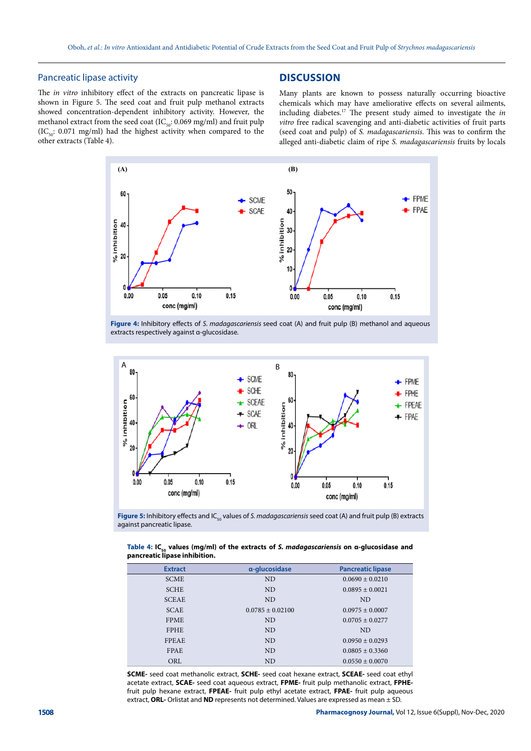## Pancreatic lipase activity

The *in vitro* inhibitory effect of the extracts on pancreatic lipase is shown in Figure 5. The seed coat and fruit pulp methanol extracts showed concentration-dependent inhibitory activity. However, the methanol extract from the seed coat ($IC_{50}$: 0.069 mg/ml) and fruit pulp ($IC_{50}$: 0.071 mg/ml) had the highest activity when compared to the other extracts (Table 4).

## DISCUSSION

Many plants are known to possess naturally occurring bioactive chemicals which may have ameliorative effects on several ailments, including diabetes.[17] The present study aimed to investigate the *in vitro* free radical scavenging and anti-diabetic activities of fruit parts (seed coat and pulp) of *S. madagascariensis*. This was to confirm the alleged anti-diabetic claim of ripe *S. madagascariensis* fruits by locals

**Figure 4:** Inhibitory effects of *S. madagascariensis* seed coat (A) and fruit pulp (B) methanol and aqueous extracts respectively against α-glucosidase.

**Figure 5:** Inhibitory effects and $IC_{50}$ values of *S. madagascariensis* seed coat (A) and fruit pulp (B) extracts against pancreatic lipase.

**Table 4: $IC_{50}$ values (mg/ml) of the extracts of *S. madagascariensis* on α-glucosidase and pancreatic lipase inhibition.**

| Extract | α-glucosidase | Pancreatic lipase |
|---|---|---|
| SCME | ND | 0.0690 ± 0.0210 |
| SCHE | ND | 0.0895 ± 0.0021 |
| SCEAE | ND | ND |
| SCAE | 0.0785 ± 0.02100 | 0.0975 ± 0.0007 |
| FPME | ND | 0.0705 ± 0.0277 |
| FPHE | ND | ND |
| FPEAE | ND | 0.0950 ± 0.0293 |
| FPAE | ND | 0.0805 ± 0.3360 |
| ORL | ND | 0.0550 ± 0.0070 |

**SCME-** seed coat methanolic extract, **SCHE-** seed coat hexane extract, **SCEAE-** seed coat ethyl acetate extract, **SCAE-** seed coat aqueous extract, **FPME-** fruit pulp methanolic extract, **FPHE-** fruit pulp hexane extract, **FPEAE-** fruit pulp ethyl acetate extract, **FPAE-** fruit pulp aqueous extract, **ORL-** Orlistat and **ND** represents not determined. Values are expressed as mean ± SD.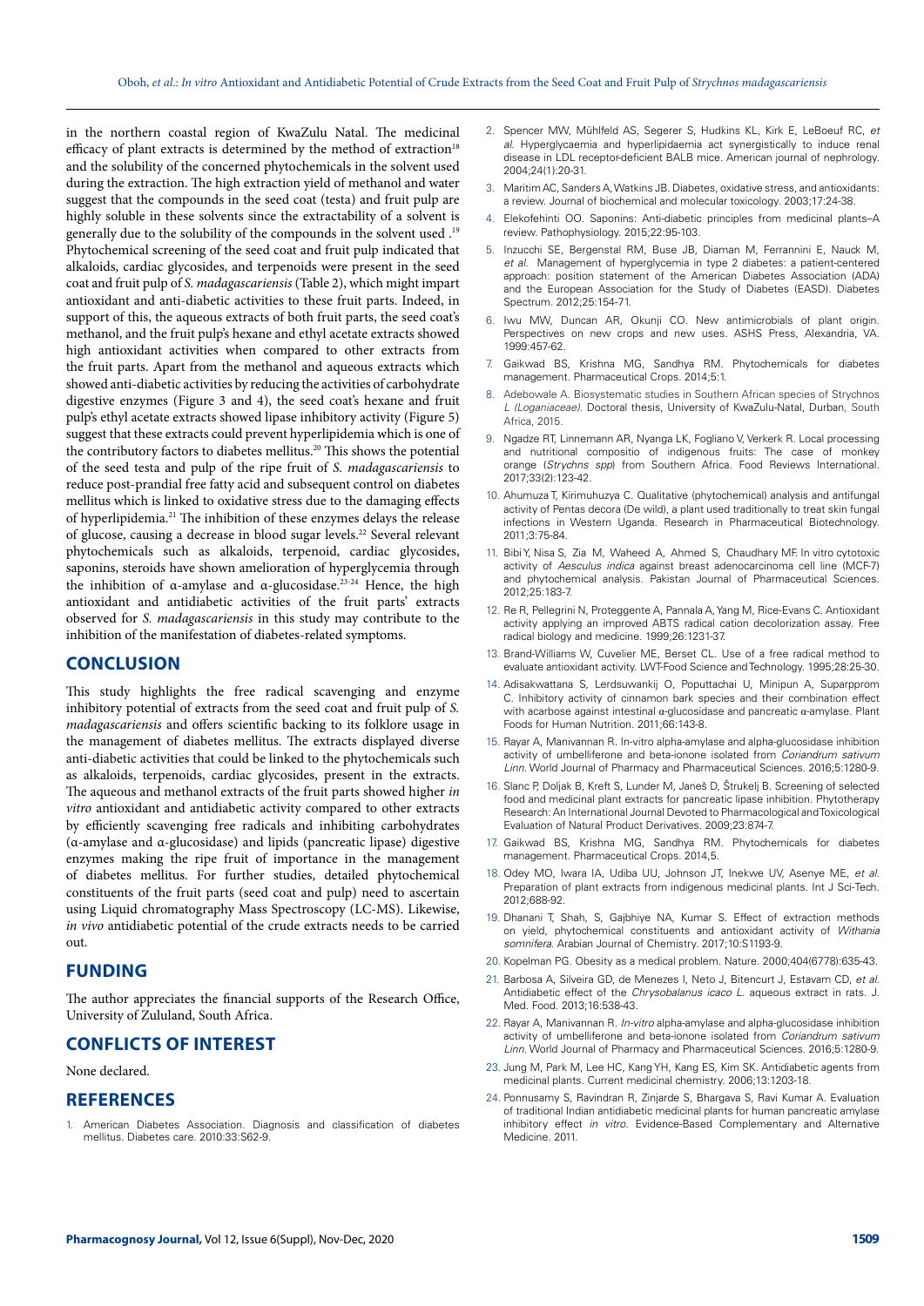in the northern coastal region of KwaZulu Natal. The medicinal efficacy of plant extracts is determined by the method of extraction[18] and the solubility of the concerned phytochemicals in the solvent used during the extraction. The high extraction yield of methanol and water suggest that the compounds in the seed coat (testa) and fruit pulp are highly soluble in these solvents since the extractability of a solvent is generally due to the solubility of the compounds in the solvent used .[19] Phytochemical screening of the seed coat and fruit pulp indicated that alkaloids, cardiac glycosides, and terpenoids were present in the seed coat and fruit pulp of *S. madagascariensis* (Table 2), which might impart antioxidant and anti-diabetic activities to these fruit parts. Indeed, in support of this, the aqueous extracts of both fruit parts, the seed coat's methanol, and the fruit pulp's hexane and ethyl acetate extracts showed high antioxidant activities when compared to other extracts from the fruit parts. Apart from the methanol and aqueous extracts which showed anti-diabetic activities by reducing the activities of carbohydrate digestive enzymes (Figure 3 and 4), the seed coat's hexane and fruit pulp's ethyl acetate extracts showed lipase inhibitory activity (Figure 5) suggest that these extracts could prevent hyperlipidemia which is one of the contributory factors to diabetes mellitus.[20] This shows the potential of the seed testa and pulp of the ripe fruit of *S. madagascariensis* to reduce post-prandial free fatty acid and subsequent control on diabetes mellitus which is linked to oxidative stress due to the damaging effects of hyperlipidemia.[21] The inhibition of these enzymes delays the release of glucose, causing a decrease in blood sugar levels.[22] Several relevant phytochemicals such as alkaloids, terpenoid, cardiac glycosides, saponins, steroids have shown amelioration of hyperglycemia through the inhibition of α-amylase and α-glucosidase.[23-24] Hence, the high antioxidant and antidiabetic activities of the fruit parts' extracts observed for *S. madagascariensis* in this study may contribute to the inhibition of the manifestation of diabetes-related symptoms.

## CONCLUSION

This study highlights the free radical scavenging and enzyme inhibitory potential of extracts from the seed coat and fruit pulp of *S. madagascariensis* and offers scientific backing to its folklore usage in the management of diabetes mellitus. The extracts displayed diverse anti-diabetic activities that could be linked to the phytochemicals such as alkaloids, terpenoids, cardiac glycosides, present in the extracts. The aqueous and methanol extracts of the fruit parts showed higher *in vitro* antioxidant and antidiabetic activity compared to other extracts by efficiently scavenging free radicals and inhibiting carbohydrates (α-amylase and α-glucosidase) and lipids (pancreatic lipase) digestive enzymes making the ripe fruit of importance in the management of diabetes mellitus. For further studies, detailed phytochemical constituents of the fruit parts (seed coat and pulp) need to ascertain using Liquid chromatography Mass Spectroscopy (LC-MS). Likewise, *in vivo* antidiabetic potential of the crude extracts needs to be carried out.

## FUNDING

The author appreciates the financial supports of the Research Office, University of Zululand, South Africa.

## CONFLICTS OF INTEREST

None declared.

## REFERENCES

1. American Diabetes Association. Diagnosis and classification of diabetes mellitus. Diabetes care. 2010:33:S62-9.
2. Spencer MW, Mühlfeld AS, Segerer S, Hudkins KL, Kirk E, LeBoeuf RC, *et al.* Hyperglycaemia and hyperlipidaemia act synergistically to induce renal disease in LDL receptor-deficient BALB mice. American journal of nephrology. 2004;24(1):20-31.
3. Maritim AC, Sanders A, Watkins JB. Diabetes, oxidative stress, and antioxidants: a review. Journal of biochemical and molecular toxicology. 2003;17:24-38.
4. Elekofehinti OO. Saponins: Anti-diabetic principles from medicinal plants–A review. Pathophysiology. 2015;22:95-103.
5. Inzucchi SE, Bergenstal RM, Buse JB, Diaman M, Ferrannini E, Nauck M, *et al.* Management of hyperglycemia in type 2 diabetes: a patient-centered approach: position statement of the American Diabetes Association (ADA) and the European Association for the Study of Diabetes (EASD). Diabetes Spectrum. 2012;25:154-71.
6. Iwu MW, Duncan AR, Okunji CO. New antimicrobials of plant origin. Perspectives on new crops and new uses. ASHS Press, Alexandria, VA. 1999:457-62.
7. Gaikwad BS, Krishna MG, Sandhya RM. Phytochemicals for diabetes management. Pharmaceutical Crops. 2014;5:1.
8. Adebowale A. Biosystematic studies in Southern African species of Strychnos *L (Loganiaceae)*. Doctoral thesis, University of KwaZulu-Natal, Durban, South Africa, 2015.
9. Ngadze RT, Linnemann AR, Nyanga LK, Fogliano V, Verkerk R. Local processing and nutritional compositio of indigenous fruits: The case of monkey orange (*Strychns spp*) from Southern Africa. Food Reviews International. 2017;33(2):123-42.
10. Ahumuza T, Kirimuhuzya C. Qualitative (phytochemical) analysis and antifungal activity of Pentas decora (De wild), a plant used traditionally to treat skin fungal infections in Western Uganda. Research in Pharmaceutical Biotechnology. 2011;3:75-84.
11. Bibi Y, Nisa S, Zia M, Waheed A, Ahmed S, Chaudhary MF. In vitro cytotoxic activity of *Aesculus indica* against breast adenocarcinoma cell line (MCF-7) and phytochemical analysis. Pakistan Journal of Pharmaceutical Sciences. 2012;25:183-7.
12. Re R, Pellegrini N, Proteggente A, Pannala A, Yang M, Rice-Evans C. Antioxidant activity applying an improved ABTS radical cation decolorization assay. Free radical biology and medicine. 1999;26:1231-37.
13. Brand-Williams W, Cuvelier ME, Berset CL. Use of a free radical method to evaluate antioxidant activity. LWT-Food Science and Technology. 1995;28:25-30.
14. Adisakwattana S, Lerdsuwankij O, Poputtachai U, Minipun A, Suparpprom C. Inhibitory activity of cinnamon bark species and their combination effect with acarbose against intestinal α-glucosidase and pancreatic α-amylase. Plant Foods for Human Nutrition. 2011;66:143-8.
15. Rayar A, Manivannan R. In-vitro alpha-amylase and alpha-glucosidase inhibition activity of umbelliferone and beta-ionone isolated from *Coriandrum sativum Linn.* World Journal of Pharmacy and Pharmaceutical Sciences. 2016;5:1280-9.
16. Slanc P, Doljak B, Kreft S, Lunder M, Janeš D, Štrukelj B. Screening of selected food and medicinal plant extracts for pancreatic lipase inhibition. Phytotherapy Research: An International Journal Devoted to Pharmacological and Toxicological Evaluation of Natural Product Derivatives. 2009;23:874-7.
17. Gaikwad BS, Krishna MG, Sandhya RM. Phytochemicals for diabetes management. Pharmaceutical Crops. 2014,5.
18. Odey MO, Iwara IA, Udiba UU, Johnson JT, Inekwe UV, Asenye ME, *et al.* Preparation of plant extracts from indigenous medicinal plants. Int J Sci-Tech. 2012;688-92.
19. Dhanani T, Shah, S, Gajbhiye NA, Kumar S. Effect of extraction methods on yield, phytochemical constituents and antioxidant activity of *Withania somnifera*. Arabian Journal of Chemistry. 2017;10:S1193-9.
20. Kopelman PG. Obesity as a medical problem. Nature. 2000;404(6778):635-43.
21. Barbosa A, Silveira GD, de Menezes I, Neto J, Bitencurt J, Estavam CD, *et al.* Antidiabetic effect of the *Chrysobalanus icaco L.* aqueous extract in rats. J. Med. Food. 2013;16:538-43.
22. Rayar A, Manivannan R. *In-vitro* alpha-amylase and alpha-glucosidase inhibition activity of umbelliferone and beta-ionone isolated from *Coriandrum sativum Linn.* World Journal of Pharmacy and Pharmaceutical Sciences. 2016;5:1280-9.
23. Jung M, Park M, Lee HC, Kang YH, Kang ES, Kim SK. Antidiabetic agents from medicinal plants. Current medicinal chemistry. 2006;13:1203-18.
24. Ponnusamy S, Ravindran R, Zinjarde S, Bhargava S, Ravi Kumar A. Evaluation of traditional Indian antidiabetic medicinal plants for human pancreatic amylase inhibitory effect *in vitro*. Evidence-Based Complementary and Alternative Medicine. 2011.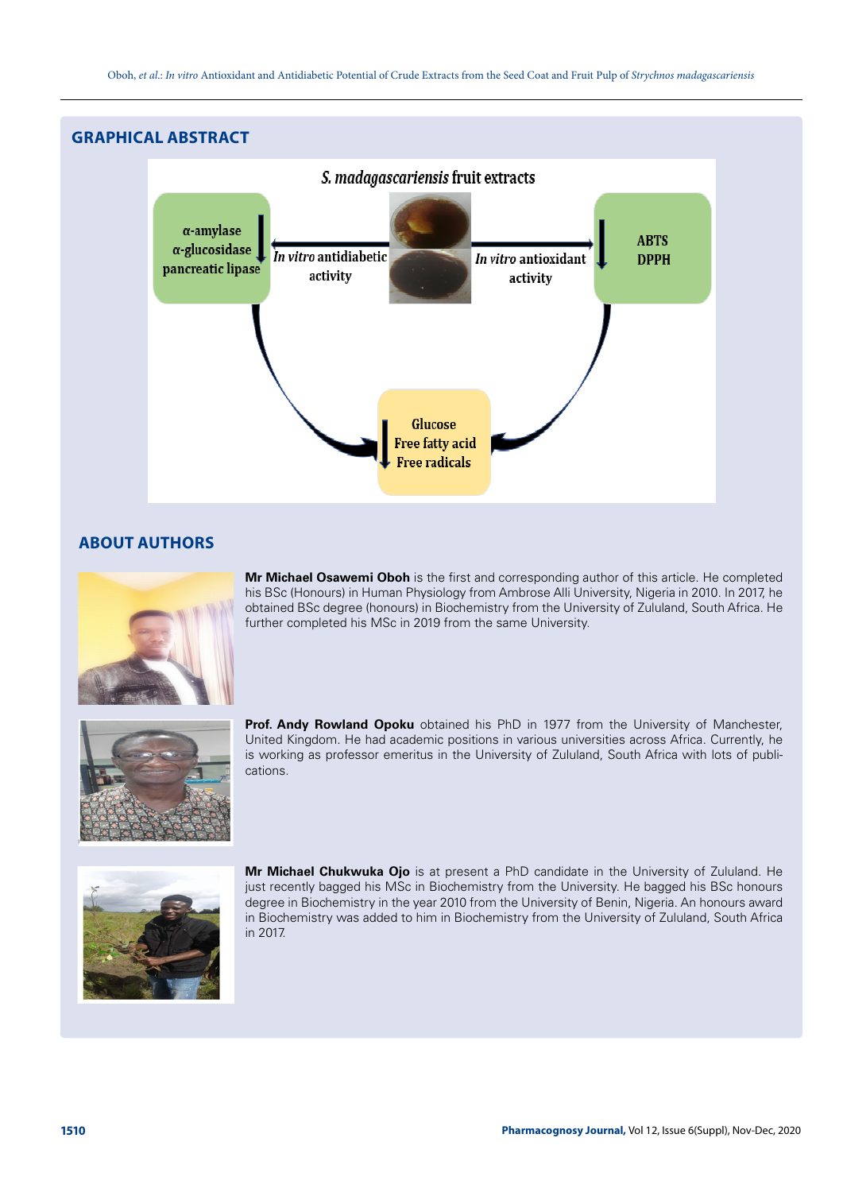## GRAPHICAL ABSTRACT

*S. madagascariensis* fruit extracts

α-amylase
α-glucosidase
pancreatic lipase

*In vitro* antidiabetic activity

*In vitro* antioxidant activity

ABTS
DPPH

Glucose
Free fatty acid
Free radicals

## ABOUT AUTHORS

**Mr Michael Osawemi Oboh** is the first and corresponding author of this article. He completed his BSc (Honours) in Human Physiology from Ambrose Alli University, Nigeria in 2010. In 2017, he obtained BSc degree (honours) in Biochemistry from the University of Zululand, South Africa. He further completed his MSc in 2019 from the same University.

**Prof. Andy Rowland Opoku** obtained his PhD in 1977 from the University of Manchester, United Kingdom. He had academic positions in various universities across Africa. Currently, he is working as professor emeritus in the University of Zululand, South Africa with lots of publications.

**Mr Michael Chukwuka Ojo** is at present a PhD candidate in the University of Zululand. He just recently bagged his MSc in Biochemistry from the University. He bagged his BSc honours degree in Biochemistry in the year 2010 from the University of Benin, Nigeria. An honours award in Biochemistry was added to him in Biochemistry from the University of Zululand, South Africa in 2017.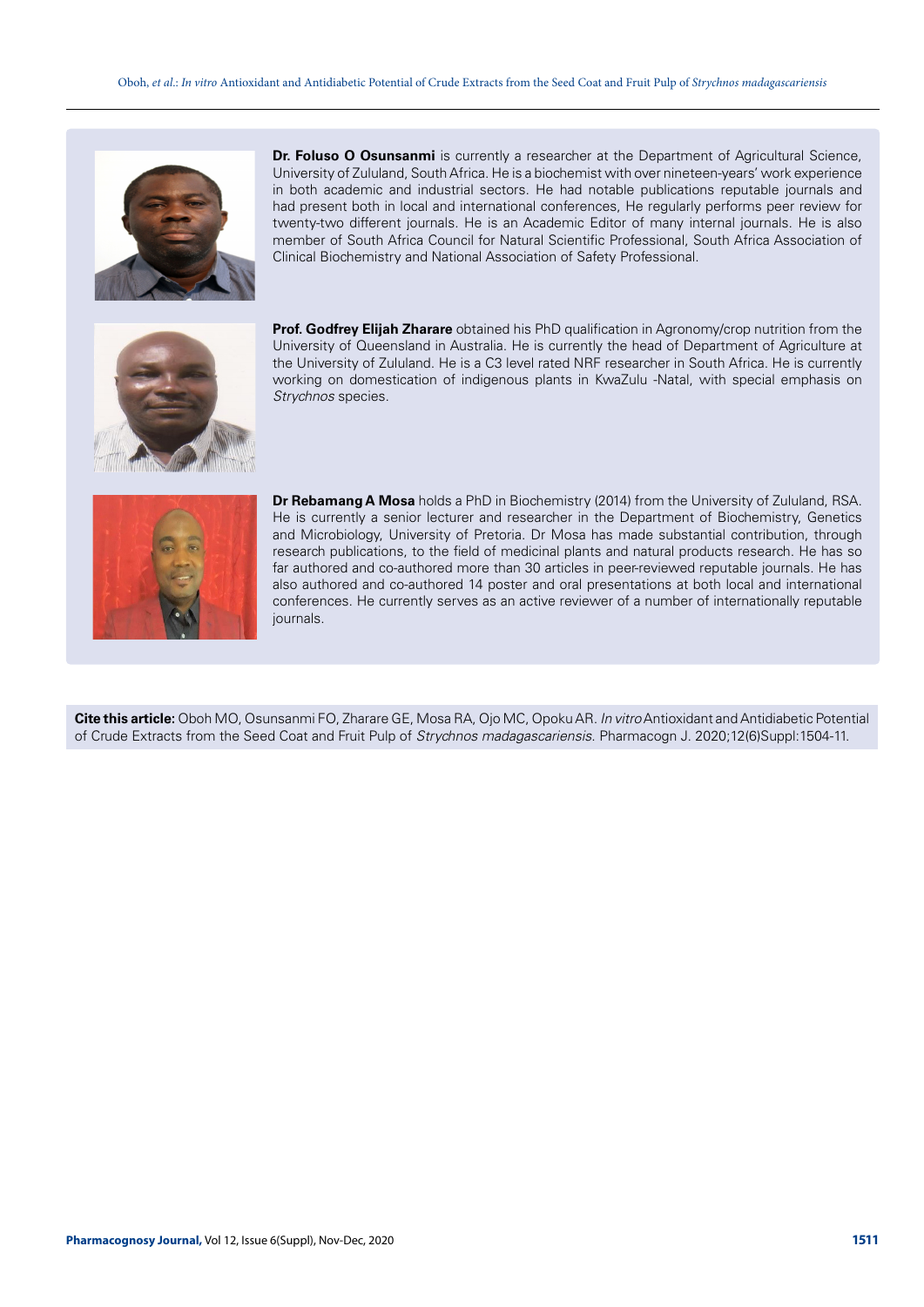**Dr. Foluso O Osunsanmi** is currently a researcher at the Department of Agricultural Science, University of Zululand, South Africa. He is a biochemist with over nineteen-years' work experience in both academic and industrial sectors. He had notable publications reputable journals and had present both in local and international conferences, He regularly performs peer review for twenty-two different journals. He is an Academic Editor of many internal journals. He is also member of South Africa Council for Natural Scientific Professional, South Africa Association of Clinical Biochemistry and National Association of Safety Professional.

**Prof. Godfrey Elijah Zharare** obtained his PhD qualification in Agronomy/crop nutrition from the University of Queensland in Australia. He is currently the head of Department of Agriculture at the University of Zululand. He is a C3 level rated NRF researcher in South Africa. He is currently working on domestication of indigenous plants in KwaZulu -Natal, with special emphasis on *Strychnos* species.

**Dr Rebamang A Mosa** holds a PhD in Biochemistry (2014) from the University of Zululand, RSA. He is currently a senior lecturer and researcher in the Department of Biochemistry, Genetics and Microbiology, University of Pretoria. Dr Mosa has made substantial contribution, through research publications, to the field of medicinal plants and natural products research. He has so far authored and co-authored more than 30 articles in peer-reviewed reputable journals. He has also authored and co-authored 14 poster and oral presentations at both local and international conferences. He currently serves as an active reviewer of a number of internationally reputable journals.

**Cite this article:** Oboh MO, Osunsanmi FO, Zharare GE, Mosa RA, Ojo MC, Opoku AR. *In vitro* Antioxidant and Antidiabetic Potential of Crude Extracts from the Seed Coat and Fruit Pulp of *Strychnos madagascariensis*. Pharmacogn J. 2020;12(6)Suppl:1504-11.